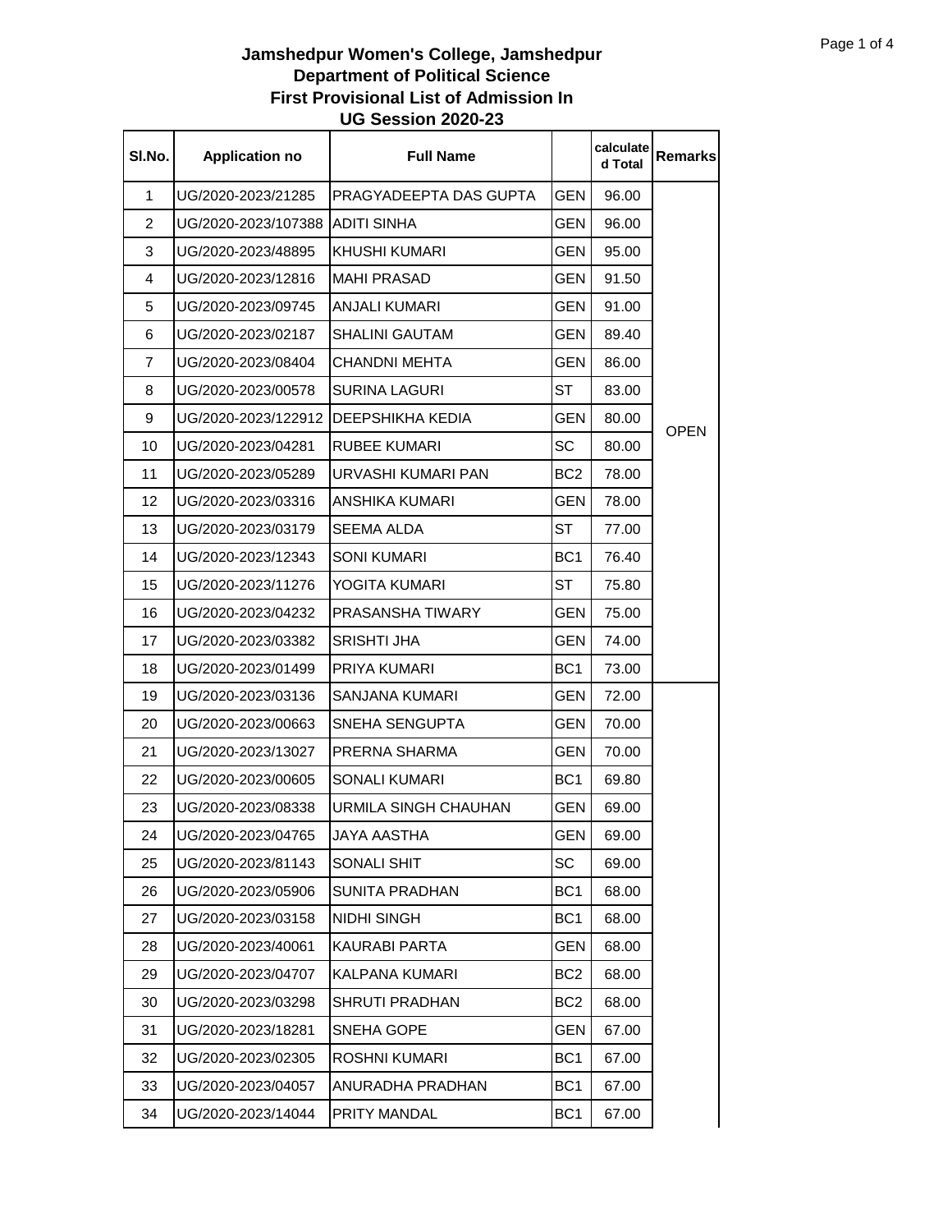# Jamshedpur Women's College, Jamshedpur
## Department of Political Science
## First Provisional List of Admission In
## UG Session 2020-23

| Sl.No. | Application no | Full Name | | calculated Total | Remarks |
|---|---|---|---|---|---|
| 1 | UG/2020-2023/21285 | PRAGYADEEPTA DAS GUPTA | GEN | 96.00 | OPEN |
| 2 | UG/2020-2023/107388 | ADITI SINHA | GEN | 96.00 | |
| 3 | UG/2020-2023/48895 | KHUSHI KUMARI | GEN | 95.00 | |
| 4 | UG/2020-2023/12816 | MAHI PRASAD | GEN | 91.50 | |
| 5 | UG/2020-2023/09745 | ANJALI KUMARI | GEN | 91.00 | |
| 6 | UG/2020-2023/02187 | SHALINI GAUTAM | GEN | 89.40 | |
| 7 | UG/2020-2023/08404 | CHANDNI MEHTA | GEN | 86.00 | |
| 8 | UG/2020-2023/00578 | SURINA LAGURI | ST | 83.00 | |
| 9 | UG/2020-2023/122912 | DEEPSHIKHA KEDIA | GEN | 80.00 | |
| 10 | UG/2020-2023/04281 | RUBEE KUMARI | SC | 80.00 | |
| 11 | UG/2020-2023/05289 | URVASHI KUMARI PAN | BC2 | 78.00 | |
| 12 | UG/2020-2023/03316 | ANSHIKA KUMARI | GEN | 78.00 | |
| 13 | UG/2020-2023/03179 | SEEMA ALDA | ST | 77.00 | |
| 14 | UG/2020-2023/12343 | SONI KUMARI | BC1 | 76.40 | |
| 15 | UG/2020-2023/11276 | YOGITA KUMARI | ST | 75.80 | |
| 16 | UG/2020-2023/04232 | PRASANSHA TIWARY | GEN | 75.00 | |
| 17 | UG/2020-2023/03382 | SRISHTI JHA | GEN | 74.00 | |
| 18 | UG/2020-2023/01499 | PRIYA KUMARI | BC1 | 73.00 | |
| 19 | UG/2020-2023/03136 | SANJANA KUMARI | GEN | 72.00 | |
| 20 | UG/2020-2023/00663 | SNEHA SENGUPTA | GEN | 70.00 | |
| 21 | UG/2020-2023/13027 | PRERNA SHARMA | GEN | 70.00 | |
| 22 | UG/2020-2023/00605 | SONALI KUMARI | BC1 | 69.80 | |
| 23 | UG/2020-2023/08338 | URMILA SINGH CHAUHAN | GEN | 69.00 | |
| 24 | UG/2020-2023/04765 | JAYA AASTHA | GEN | 69.00 | |
| 25 | UG/2020-2023/81143 | SONALI SHIT | SC | 69.00 | |
| 26 | UG/2020-2023/05906 | SUNITA PRADHAN | BC1 | 68.00 | |
| 27 | UG/2020-2023/03158 | NIDHI SINGH | BC1 | 68.00 | |
| 28 | UG/2020-2023/40061 | KAURABI PARTA | GEN | 68.00 | |
| 29 | UG/2020-2023/04707 | KALPANA KUMARI | BC2 | 68.00 | |
| 30 | UG/2020-2023/03298 | SHRUTI PRADHAN | BC2 | 68.00 | |
| 31 | UG/2020-2023/18281 | SNEHA GOPE | GEN | 67.00 | |
| 32 | UG/2020-2023/02305 | ROSHNI KUMARI | BC1 | 67.00 | |
| 33 | UG/2020-2023/04057 | ANURADHA PRADHAN | BC1 | 67.00 | |
| 34 | UG/2020-2023/14044 | PRITY MANDAL | BC1 | 67.00 | |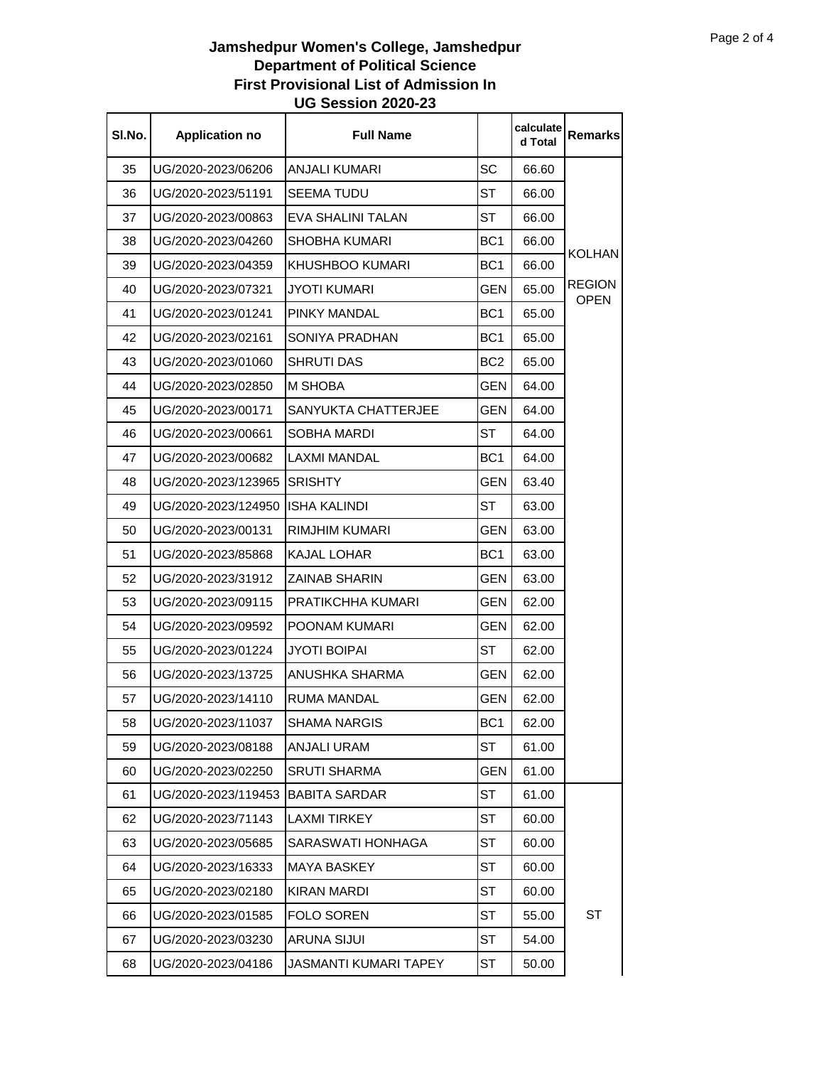**Jamshedpur Women's College, Jamshedpur**
**Department of Political Science**
**First Provisional List of Admission In**
**UG Session 2020-23**

| Sl.No. | Application no | Full Name | | calculated Total | Remarks |
|---|---|---|---|---|---|
| 35 | UG/2020-2023/06206 | ANJALI KUMARI | SC | 66.60 | KOLHAN REGION OPEN |
| 36 | UG/2020-2023/51191 | SEEMA TUDU | ST | 66.00 | |
| 37 | UG/2020-2023/00863 | EVA SHALINI TALAN | ST | 66.00 | |
| 38 | UG/2020-2023/04260 | SHOBHA KUMARI | BC1 | 66.00 | |
| 39 | UG/2020-2023/04359 | KHUSHBOO KUMARI | BC1 | 66.00 | |
| 40 | UG/2020-2023/07321 | JYOTI KUMARI | GEN | 65.00 | |
| 41 | UG/2020-2023/01241 | PINKY MANDAL | BC1 | 65.00 | |
| 42 | UG/2020-2023/02161 | SONIYA PRADHAN | BC1 | 65.00 | |
| 43 | UG/2020-2023/01060 | SHRUTI DAS | BC2 | 65.00 | |
| 44 | UG/2020-2023/02850 | M SHOBA | GEN | 64.00 | |
| 45 | UG/2020-2023/00171 | SANYUKTA CHATTERJEE | GEN | 64.00 | |
| 46 | UG/2020-2023/00661 | SOBHA MARDI | ST | 64.00 | |
| 47 | UG/2020-2023/00682 | LAXMI MANDAL | BC1 | 64.00 | |
| 48 | UG/2020-2023/123965 | SRISHTY | GEN | 63.40 | |
| 49 | UG/2020-2023/124950 | ISHA KALINDI | ST | 63.00 | |
| 50 | UG/2020-2023/00131 | RIMJHIM KUMARI | GEN | 63.00 | |
| 51 | UG/2020-2023/85868 | KAJAL LOHAR | BC1 | 63.00 | |
| 52 | UG/2020-2023/31912 | ZAINAB SHARIN | GEN | 63.00 | |
| 53 | UG/2020-2023/09115 | PRATIKCHHA KUMARI | GEN | 62.00 | |
| 54 | UG/2020-2023/09592 | POONAM KUMARI | GEN | 62.00 | |
| 55 | UG/2020-2023/01224 | JYOTI BOIPAI | ST | 62.00 | |
| 56 | UG/2020-2023/13725 | ANUSHKA SHARMA | GEN | 62.00 | |
| 57 | UG/2020-2023/14110 | RUMA MANDAL | GEN | 62.00 | |
| 58 | UG/2020-2023/11037 | SHAMA NARGIS | BC1 | 62.00 | |
| 59 | UG/2020-2023/08188 | ANJALI URAM | ST | 61.00 | |
| 60 | UG/2020-2023/02250 | SRUTI SHARMA | GEN | 61.00 | |
| 61 | UG/2020-2023/119453 | BABITA SARDAR | ST | 61.00 | ST |
| 62 | UG/2020-2023/71143 | LAXMI TIRKEY | ST | 60.00 | |
| 63 | UG/2020-2023/05685 | SARASWATI HONHAGA | ST | 60.00 | |
| 64 | UG/2020-2023/16333 | MAYA BASKEY | ST | 60.00 | |
| 65 | UG/2020-2023/02180 | KIRAN MARDI | ST | 60.00 | |
| 66 | UG/2020-2023/01585 | FOLO SOREN | ST | 55.00 | |
| 67 | UG/2020-2023/03230 | ARUNA SIJUI | ST | 54.00 | |
| 68 | UG/2020-2023/04186 | JASMANTI KUMARI TAPEY | ST | 50.00 | |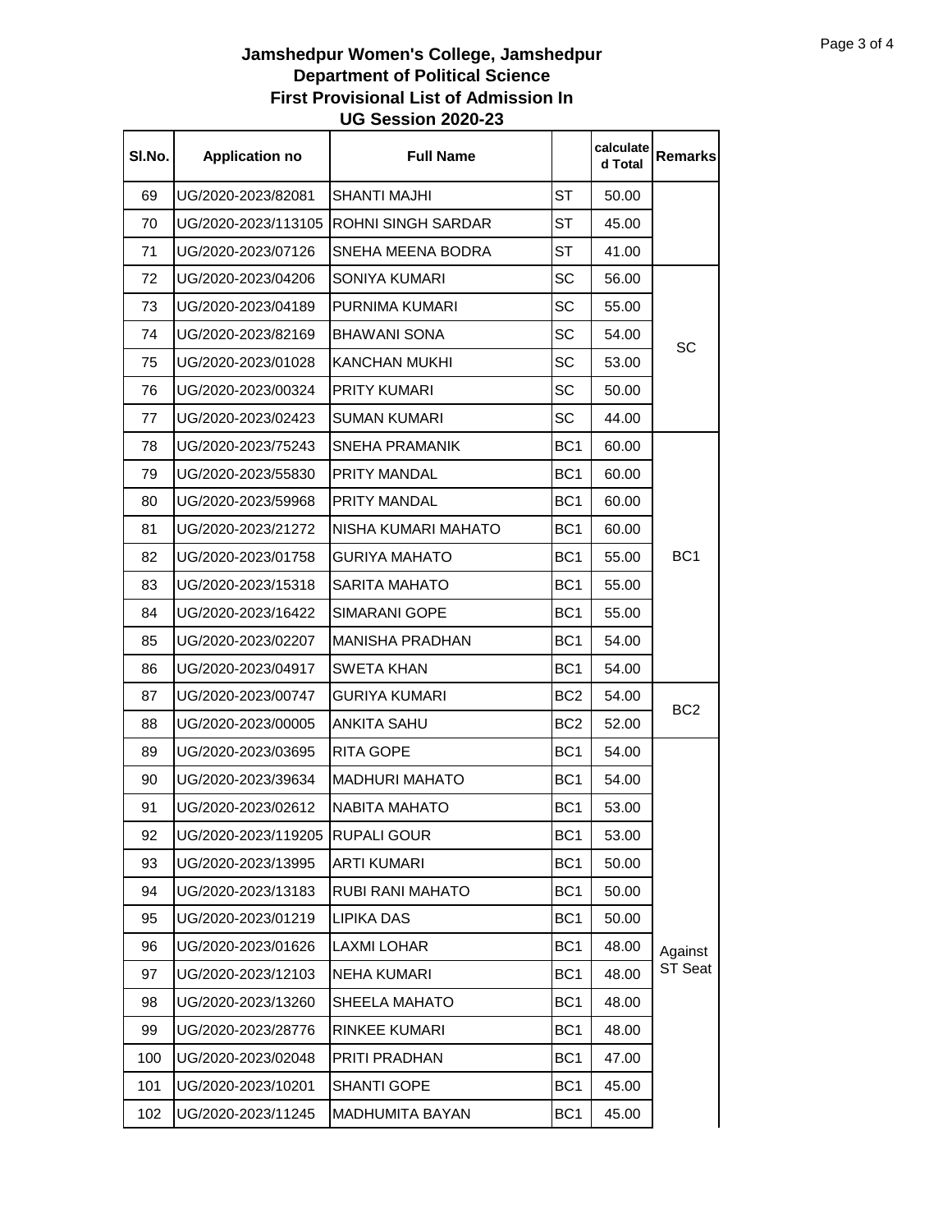**Jamshedpur Women's College, Jamshedpur**
**Department of Political Science**
**First Provisional List of Admission In**
**UG Session 2020-23**

| Sl.No. | Application no | Full Name | | calculated Total | Remarks |
|---|---|---|---|---|---|
| 69 | UG/2020-2023/82081 | SHANTI MAJHI | ST | 50.00 | |
| 70 | UG/2020-2023/113105 | ROHNI SINGH SARDAR | ST | 45.00 | |
| 71 | UG/2020-2023/07126 | SNEHA MEENA BODRA | ST | 41.00 | |
| 72 | UG/2020-2023/04206 | SONIYA KUMARI | SC | 56.00 | SC |
| 73 | UG/2020-2023/04189 | PURNIMA KUMARI | SC | 55.00 | |
| 74 | UG/2020-2023/82169 | BHAWANI SONA | SC | 54.00 | |
| 75 | UG/2020-2023/01028 | KANCHAN MUKHI | SC | 53.00 | |
| 76 | UG/2020-2023/00324 | PRITY KUMARI | SC | 50.00 | |
| 77 | UG/2020-2023/02423 | SUMAN KUMARI | SC | 44.00 | |
| 78 | UG/2020-2023/75243 | SNEHA PRAMANIK | BC1 | 60.00 | BC1 |
| 79 | UG/2020-2023/55830 | PRITY MANDAL | BC1 | 60.00 | |
| 80 | UG/2020-2023/59968 | PRITY MANDAL | BC1 | 60.00 | |
| 81 | UG/2020-2023/21272 | NISHA KUMARI MAHATO | BC1 | 60.00 | |
| 82 | UG/2020-2023/01758 | GURIYA MAHATO | BC1 | 55.00 | |
| 83 | UG/2020-2023/15318 | SARITA MAHATO | BC1 | 55.00 | |
| 84 | UG/2020-2023/16422 | SIMARANI GOPE | BC1 | 55.00 | |
| 85 | UG/2020-2023/02207 | MANISHA PRADHAN | BC1 | 54.00 | |
| 86 | UG/2020-2023/04917 | SWETA KHAN | BC1 | 54.00 | |
| 87 | UG/2020-2023/00747 | GURIYA KUMARI | BC2 | 54.00 | BC2 |
| 88 | UG/2020-2023/00005 | ANKITA SAHU | BC2 | 52.00 | |
| 89 | UG/2020-2023/03695 | RITA GOPE | BC1 | 54.00 | Against ST Seat |
| 90 | UG/2020-2023/39634 | MADHURI MAHATO | BC1 | 54.00 | |
| 91 | UG/2020-2023/02612 | NABITA MAHATO | BC1 | 53.00 | |
| 92 | UG/2020-2023/119205 | RUPALI GOUR | BC1 | 53.00 | |
| 93 | UG/2020-2023/13995 | ARTI KUMARI | BC1 | 50.00 | |
| 94 | UG/2020-2023/13183 | RUBI RANI MAHATO | BC1 | 50.00 | |
| 95 | UG/2020-2023/01219 | LIPIKA DAS | BC1 | 50.00 | |
| 96 | UG/2020-2023/01626 | LAXMI LOHAR | BC1 | 48.00 | |
| 97 | UG/2020-2023/12103 | NEHA KUMARI | BC1 | 48.00 | |
| 98 | UG/2020-2023/13260 | SHEELA MAHATO | BC1 | 48.00 | |
| 99 | UG/2020-2023/28776 | RINKEE KUMARI | BC1 | 48.00 | |
| 100 | UG/2020-2023/02048 | PRITI PRADHAN | BC1 | 47.00 | |
| 101 | UG/2020-2023/10201 | SHANTI GOPE | BC1 | 45.00 | |
| 102 | UG/2020-2023/11245 | MADHUMITA BAYAN | BC1 | 45.00 | |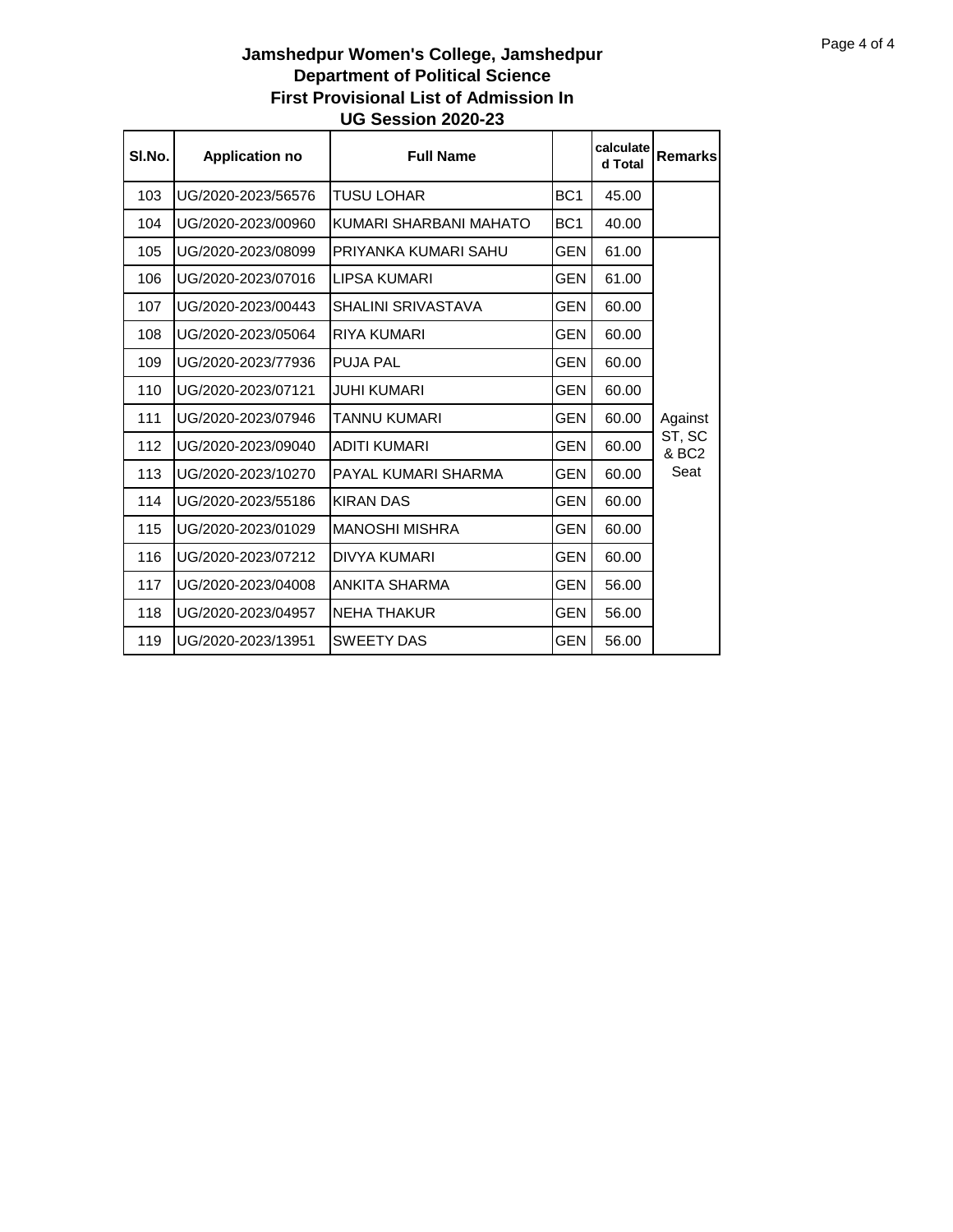# Jamshedpur Women's College, Jamshedpur
## Department of Political Science
## First Provisional List of Admission In
## UG Session 2020-23

| Sl.No. | Application no | Full Name | | calculated Total | Remarks |
|---|---|---|---|---|---|
| 103 | UG/2020-2023/56576 | TUSU LOHAR | BC1 | 45.00 | |
| 104 | UG/2020-2023/00960 | KUMARI SHARBANI MAHATO | BC1 | 40.00 | |
| 105 | UG/2020-2023/08099 | PRIYANKA KUMARI SAHU | GEN | 61.00 | Against ST, SC & BC2 Seat |
| 106 | UG/2020-2023/07016 | LIPSA KUMARI | GEN | 61.00 | |
| 107 | UG/2020-2023/00443 | SHALINI SRIVASTAVA | GEN | 60.00 | |
| 108 | UG/2020-2023/05064 | RIYA KUMARI | GEN | 60.00 | |
| 109 | UG/2020-2023/77936 | PUJA PAL | GEN | 60.00 | |
| 110 | UG/2020-2023/07121 | JUHI KUMARI | GEN | 60.00 | |
| 111 | UG/2020-2023/07946 | TANNU KUMARI | GEN | 60.00 | |
| 112 | UG/2020-2023/09040 | ADITI KUMARI | GEN | 60.00 | |
| 113 | UG/2020-2023/10270 | PAYAL KUMARI SHARMA | GEN | 60.00 | |
| 114 | UG/2020-2023/55186 | KIRAN DAS | GEN | 60.00 | |
| 115 | UG/2020-2023/01029 | MANOSHI MISHRA | GEN | 60.00 | |
| 116 | UG/2020-2023/07212 | DIVYA KUMARI | GEN | 60.00 | |
| 117 | UG/2020-2023/04008 | ANKITA SHARMA | GEN | 56.00 | |
| 118 | UG/2020-2023/04957 | NEHA THAKUR | GEN | 56.00 | |
| 119 | UG/2020-2023/13951 | SWEETY DAS | GEN | 56.00 | |